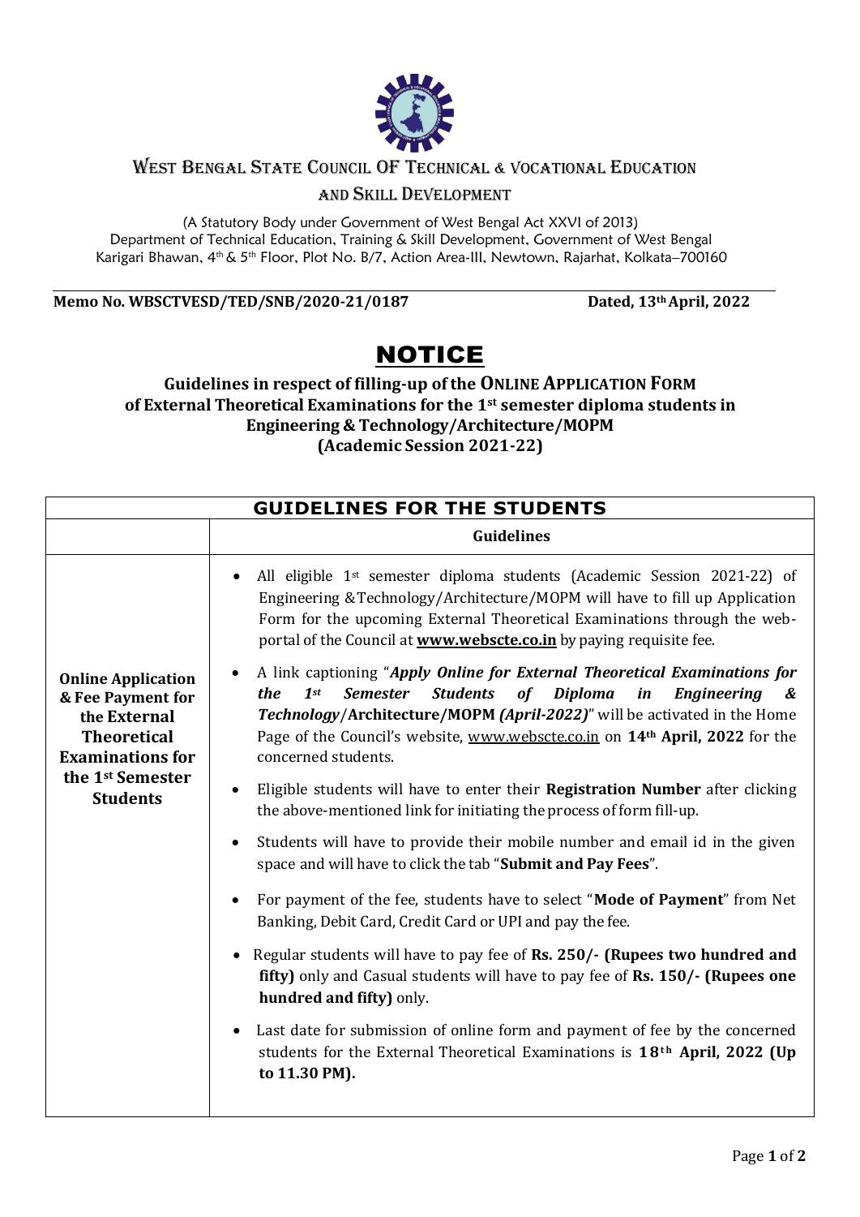# West Bengal State Council of Technical & Vocational Education and Skill Development

(A Statutory Body under Government of West Bengal Act XXVI of 2013)
Department of Technical Education, Training & Skill Development, Government of West Bengal
Karigari Bhawan, 4th & 5th Floor, Plot No. B/7, Action Area-III, Newtown, Rajarhat, Kolkata–700160

**Memo No. WBSCTVESD/TED/SNB/2020-21/0187** **Dated, 13th April, 2022**

# NOTICE

**Guidelines in respect of filling-up of the ONLINE APPLICATION FORM of External Theoretical Examinations for the 1st semester diploma students in Engineering & Technology/Architecture/MOPM (Academic Session 2021-22)**

| GUIDELINES FOR THE STUDENTS | |
|---|---|
| | **Guidelines** |
| **Online Application & Fee Payment for the External Theoretical Examinations for the 1st Semester Students** | • All eligible 1st semester diploma students (Academic Session 2021-22) of Engineering & Technology/Architecture/MOPM will have to fill up Application Form for the upcoming External Theoretical Examinations through the web-portal of the Council at **www.webscte.co.in** by paying requisite fee.<br>• A link captioning "***Apply Online for External Theoretical Examinations for the 1st Semester Students of Diploma in Engineering & Technology*/Architecture/MOPM *(April-2022)***" will be activated in the Home Page of the Council's website, www.webscte.co.in on **14th April, 2022** for the concerned students.<br>• Eligible students will have to enter their **Registration Number** after clicking the above-mentioned link for initiating the process of form fill-up.<br>• Students will have to provide their mobile number and email id in the given space and will have to click the tab "**Submit and Pay Fees**".<br>• For payment of the fee, students have to select "**Mode of Payment**" from Net Banking, Debit Card, Credit Card or UPI and pay the fee.<br>• Regular students will have to pay fee of **Rs. 250/- (Rupees two hundred and fifty)** only and Casual students will have to pay fee of **Rs. 150/- (Rupees one hundred and fifty)** only.<br>• Last date for submission of online form and payment of fee by the concerned students for the External Theoretical Examinations is **18th April, 2022 (Up to 11.30 PM).** |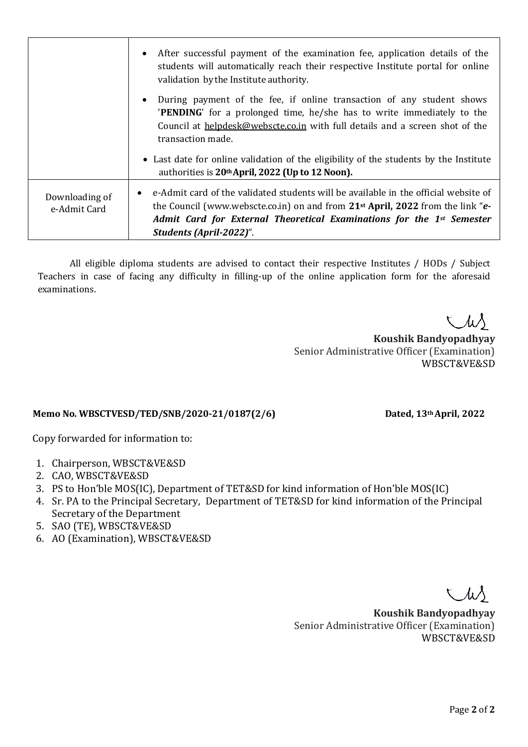| | |
|---|---|
| | • After successful payment of the examination fee, application details of the students will automatically reach their respective Institute portal for online validation by the Institute authority. <br> • During payment of the fee, if online transaction of any student shows '**PENDING**' for a prolonged time, he/she has to write immediately to the Council at helpdesk@webscte.co.in with full details and a screen shot of the transaction made. <br> • Last date for online validation of the eligibility of the students by the Institute authorities is **20th April, 2022 (Up to 12 Noon).** |
| Downloading of e-Admit Card | • e-Admit card of the validated students will be available in the official website of the Council (www.webscte.co.in) on and from **21st April, 2022** from the link "***e-Admit Card for External Theoretical Examinations for the 1st Semester Students (April-2022)***". |

All eligible diploma students are advised to contact their respective Institutes / HODs / Subject Teachers in case of facing any difficulty in filling-up of the online application form for the aforesaid examinations.

**Koushik Bandyopadhyay**
Senior Administrative Officer (Examination)
WBSCT&VE&SD

**Memo No. WBSCTVESD/TED/SNB/2020-21/0187(2/6)** **Dated, 13th April, 2022**

Copy forwarded for information to:

1. Chairperson, WBSCT&VE&SD
2. CAO, WBSCT&VE&SD
3. PS to Hon'ble MOS(IC), Department of TET&SD for kind information of Hon'ble MOS(IC)
4. Sr. PA to the Principal Secretary, Department of TET&SD for kind information of the Principal Secretary of the Department
5. SAO (TE), WBSCT&VE&SD
6. AO (Examination), WBSCT&VE&SD

**Koushik Bandyopadhyay**
Senior Administrative Officer (Examination)
WBSCT&VE&SD